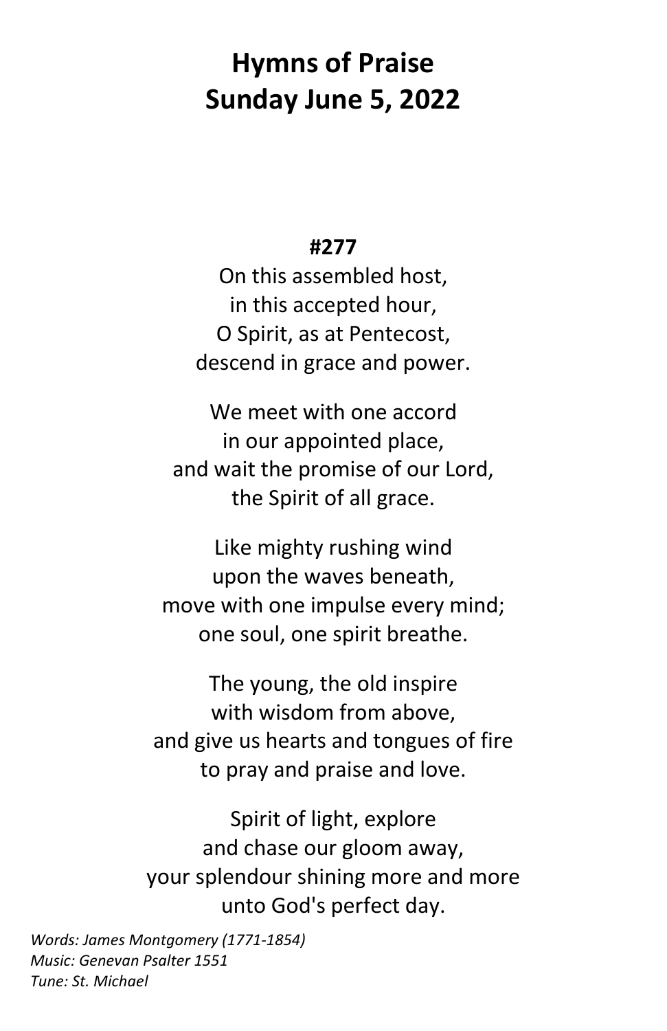# Hymns of Praise
# Sunday June 5, 2022

**#277**

On this assembled host,
in this accepted hour,
O Spirit, as at Pentecost,
descend in grace and power.

We meet with one accord
in our appointed place,
and wait the promise of our Lord,
the Spirit of all grace.

Like mighty rushing wind
upon the waves beneath,
move with one impulse every mind;
one soul, one spirit breathe.

The young, the old inspire
with wisdom from above,
and give us hearts and tongues of fire
to pray and praise and love.

Spirit of light, explore
and chase our gloom away,
your splendour shining more and more
unto God's perfect day.

*Words: James Montgomery (1771-1854)*
*Music: Genevan Psalter 1551*
*Tune: St. Michael*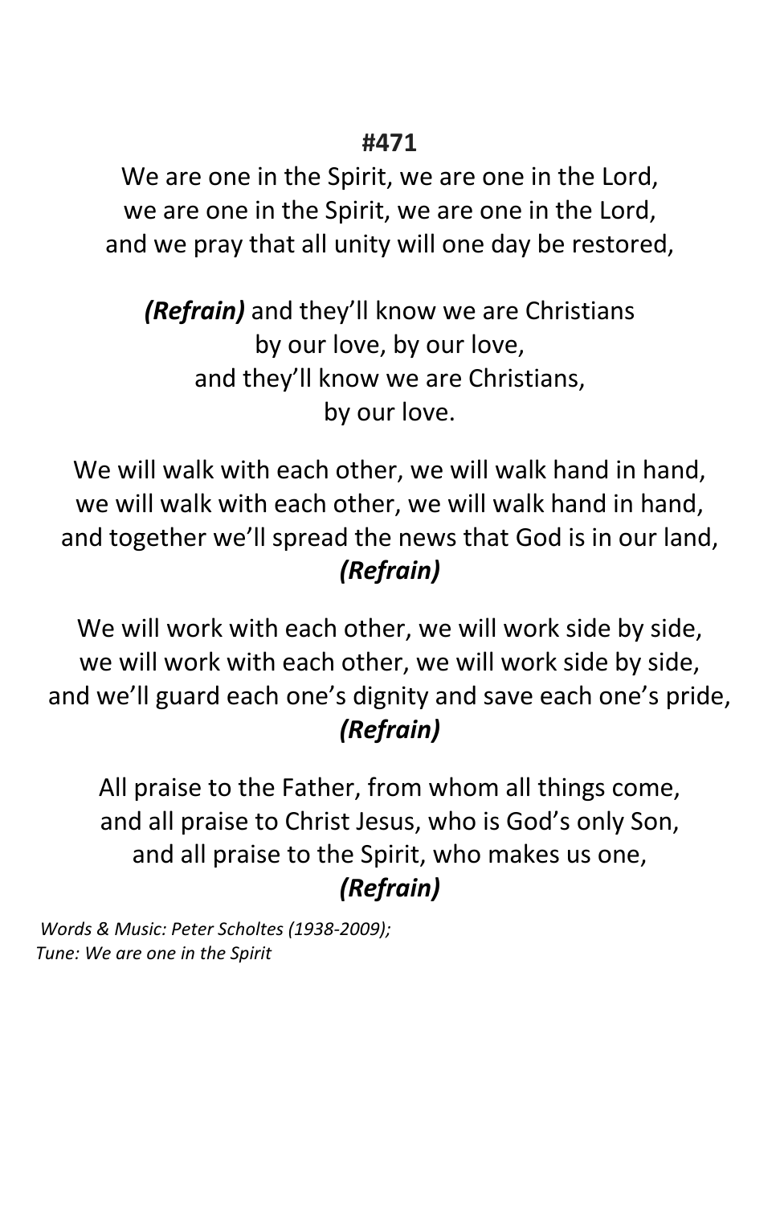**#471**

We are one in the Spirit, we are one in the Lord,
we are one in the Spirit, we are one in the Lord,
and we pray that all unity will one day be restored,

***(Refrain)*** and they'll know we are Christians
by our love, by our love,
and they'll know we are Christians,
by our love.

We will walk with each other, we will walk hand in hand,
we will walk with each other, we will walk hand in hand,
and together we'll spread the news that God is in our land,
***(Refrain)***

We will work with each other, we will work side by side,
we will work with each other, we will work side by side,
and we'll guard each one's dignity and save each one's pride,
***(Refrain)***

All praise to the Father, from whom all things come,
and all praise to Christ Jesus, who is God's only Son,
and all praise to the Spirit, who makes us one,
***(Refrain)***

*Words & Music: Peter Scholtes (1938-2009);*
*Tune: We are one in the Spirit*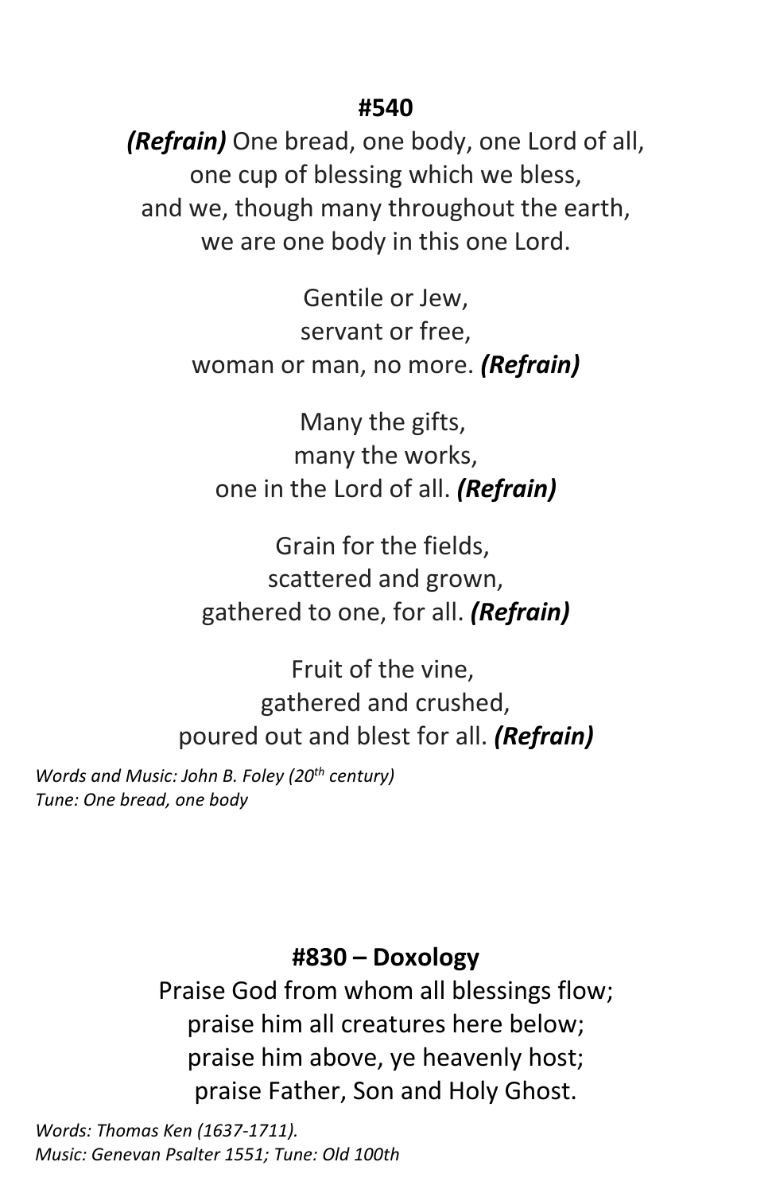**#540**

***(Refrain)*** One bread, one body, one Lord of all,
one cup of blessing which we bless,
and we, though many throughout the earth,
we are one body in this one Lord.

Gentile or Jew,
servant or free,
woman or man, no more. ***(Refrain)***

Many the gifts,
many the works,
one in the Lord of all. ***(Refrain)***

Grain for the fields,
scattered and grown,
gathered to one, for all. ***(Refrain)***

Fruit of the vine,
gathered and crushed,
poured out and blest for all. ***(Refrain)***

*Words and Music: John B. Foley (20th century)*
*Tune: One bread, one body*

**#830 – Doxology**

Praise God from whom all blessings flow;
praise him all creatures here below;
praise him above, ye heavenly host;
praise Father, Son and Holy Ghost.

*Words: Thomas Ken (1637-1711).*
*Music: Genevan Psalter 1551; Tune: Old 100th*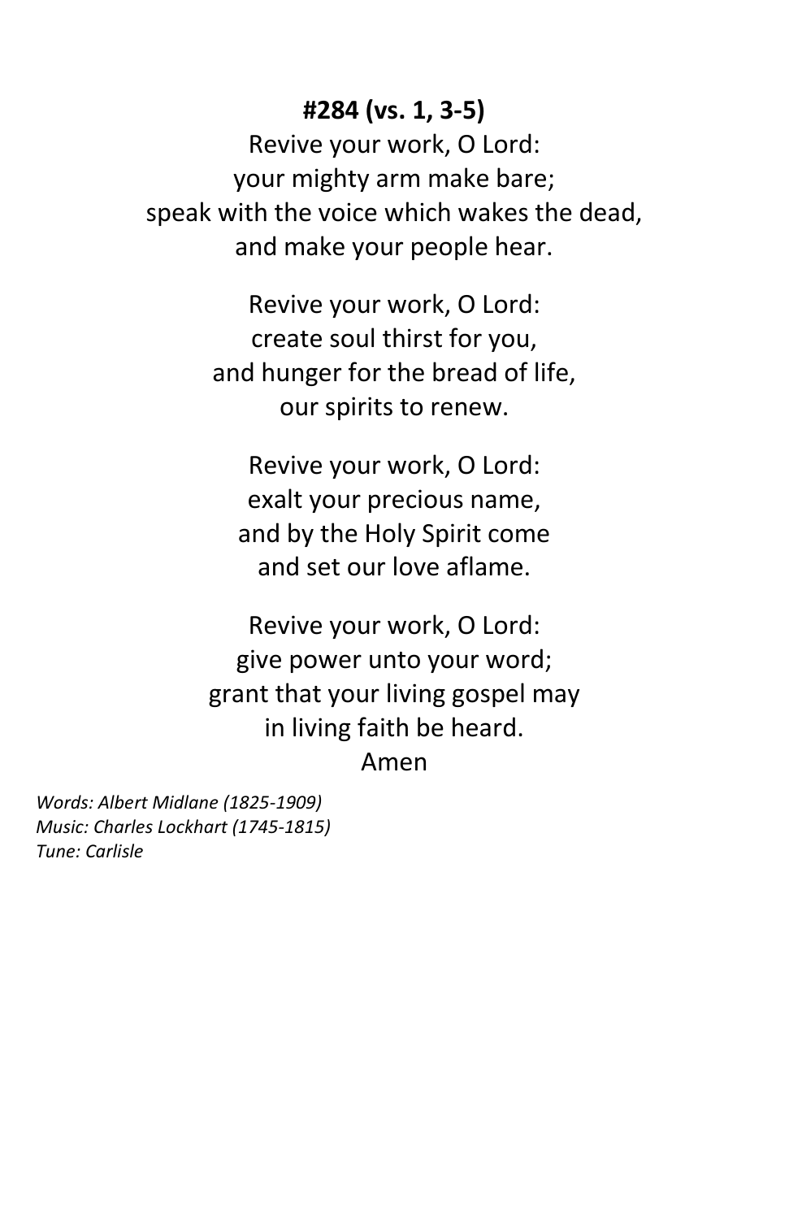**#284 (vs. 1, 3-5)**

Revive your work, O Lord:
your mighty arm make bare;
speak with the voice which wakes the dead,
and make your people hear.

Revive your work, O Lord:
create soul thirst for you,
and hunger for the bread of life,
our spirits to renew.

Revive your work, O Lord:
exalt your precious name,
and by the Holy Spirit come
and set our love aflame.

Revive your work, O Lord:
give power unto your word;
grant that your living gospel may
in living faith be heard.
Amen

*Words: Albert Midlane (1825-1909)*
*Music: Charles Lockhart (1745-1815)*
*Tune: Carlisle*